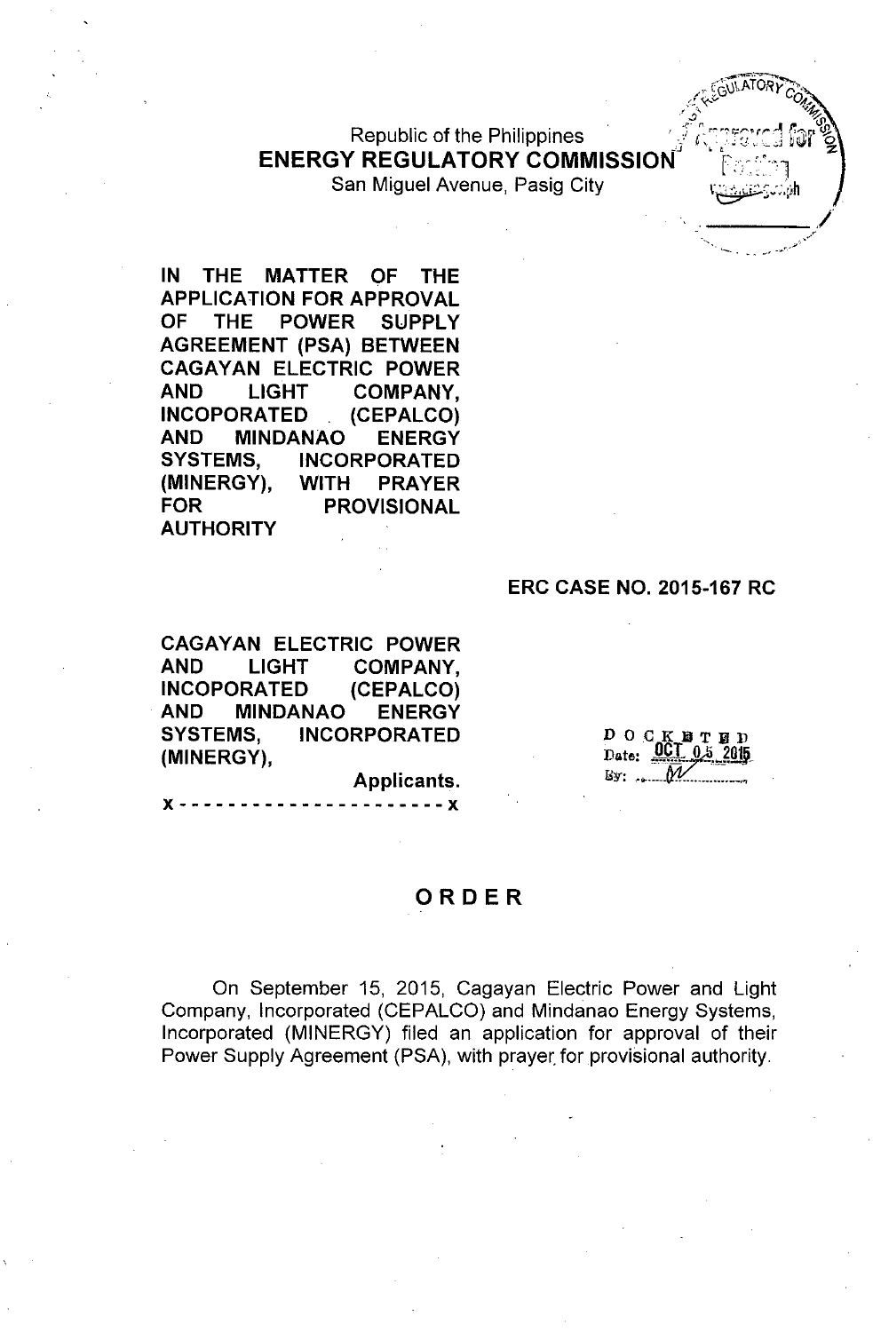Republic of the Philippines
**ENERGY REGULATORY COMMISSION**
San Miguel Avenue, Pasig City

**IN THE MATTER OF THE APPLICATION FOR APPROVAL OF THE POWER SUPPLY AGREEMENT (PSA) BETWEEN CAGAYAN ELECTRIC POWER AND LIGHT COMPANY, INCOPORATED (CEPALCO) AND MINDANAO ENERGY SYSTEMS, INCORPORATED (MINERGY), WITH PRAYER FOR PROVISIONAL AUTHORITY**

**ERC CASE NO. 2015-167 RC**

**CAGAYAN ELECTRIC POWER AND LIGHT COMPANY, INCOPORATED (CEPALCO) AND MINDANAO ENERGY SYSTEMS, INCORPORATED (MINERGY),**

**Applicants.**

x - - - - - - - - - - - - - - - - - - - - - x

DOCKETED
Date: OCT 05 2015
By: ...

# ORDER

On September 15, 2015, Cagayan Electric Power and Light Company, Incorporated (CEPALCO) and Mindanao Energy Systems, Incorporated (MINERGY) filed an application for approval of their Power Supply Agreement (PSA), with prayer for provisional authority.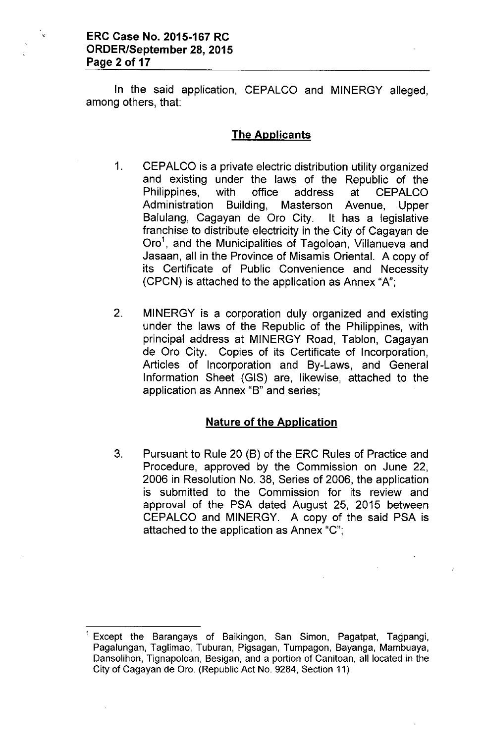In the said application, CEPALCO and MINERGY alleged, among others, that:

## The Applicants

1. CEPALCO is a private electric distribution utility organized and existing under the laws of the Republic of the Philippines, with office address at CEPALCO Administration Building, Masterson Avenue, Upper Balulang, Cagayan de Oro City. It has a legislative franchise to distribute electricity in the City of Cagayan de Oro[1], and the Municipalities of Tagoloan, Villanueva and Jasaan, all in the Province of Misamis Oriental. A copy of its Certificate of Public Convenience and Necessity (CPCN) is attached to the application as Annex "A";

2. MINERGY is a corporation duly organized and existing under the laws of the Republic of the Philippines, with principal address at MINERGY Road, Tablon, Cagayan de Oro City. Copies of its Certificate of Incorporation, Articles of Incorporation and By-Laws, and General Information Sheet (GIS) are, likewise, attached to the application as Annex "B" and series;

## Nature of the Application

3. Pursuant to Rule 20 (B) of the ERC Rules of Practice and Procedure, approved by the Commission on June 22, 2006 in Resolution No. 38, Series of 2006, the application is submitted to the Commission for its review and approval of the PSA dated August 25, 2015 between CEPALCO and MINERGY. A copy of the said PSA is attached to the application as Annex "C";

---

[1] Except the Barangays of Baikingon, San Simon, Pagatpat, Tagpangi, Pagalungan, Taglimao, Tuburan, Pigsagan, Tumpagon, Bayanga, Mambuaya, Dansolihon, Tignapoloan, Besigan, and a portion of Canitoan, all located in the City of Cagayan de Oro. (Republic Act No. 9284, Section 11)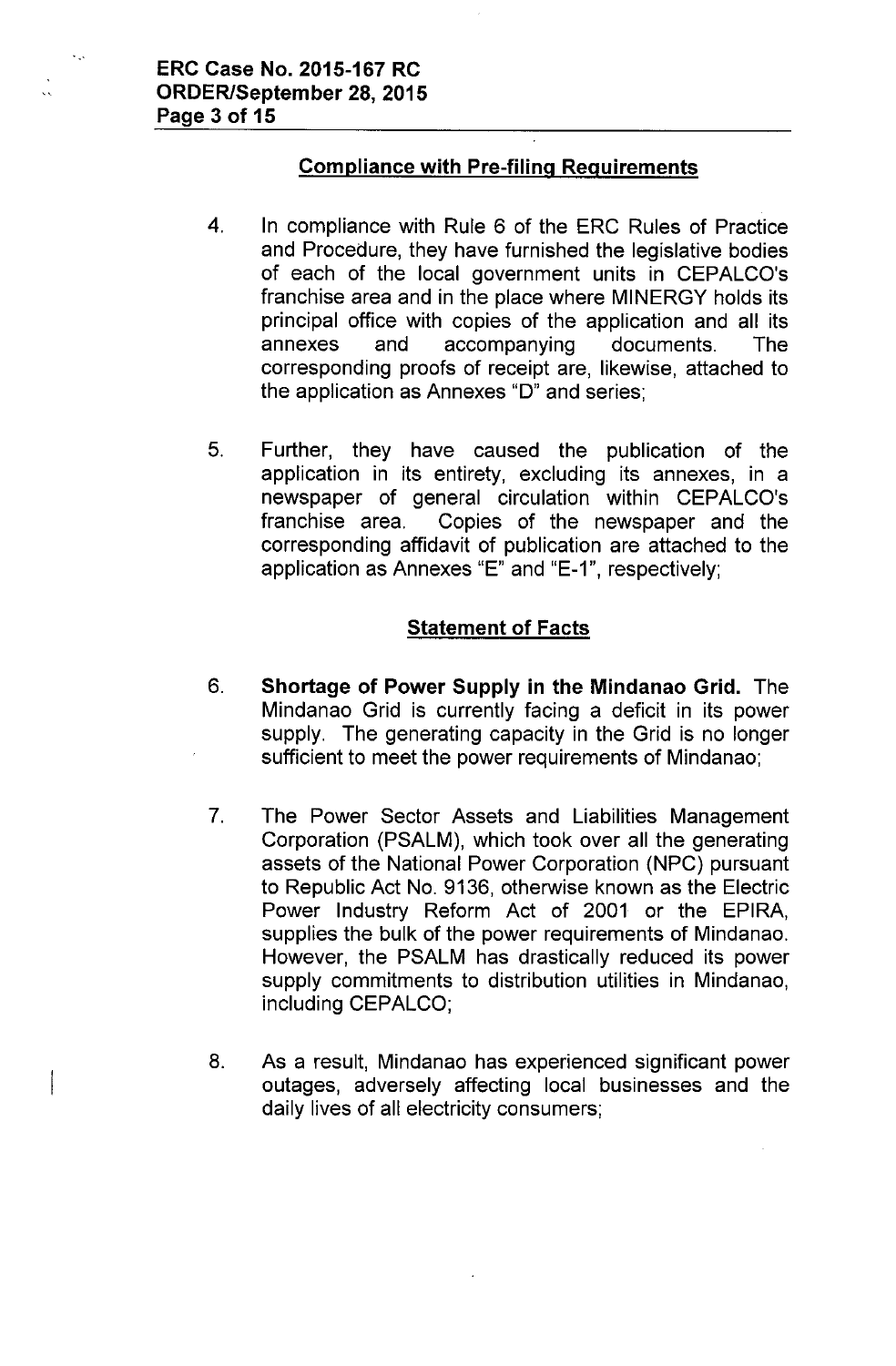## Compliance with Pre-filing Requirements

4. In compliance with Rule 6 of the ERC Rules of Practice and Procedure, they have furnished the legislative bodies of each of the local government units in CEPALCO's franchise area and in the place where MINERGY holds its principal office with copies of the application and all its annexes and accompanying documents. The corresponding proofs of receipt are, likewise, attached to the application as Annexes "D" and series;

5. Further, they have caused the publication of the application in its entirety, excluding its annexes, in a newspaper of general circulation within CEPALCO's franchise area. Copies of the newspaper and the corresponding affidavit of publication are attached to the application as Annexes "E" and "E-1", respectively;

## Statement of Facts

6. **Shortage of Power Supply in the Mindanao Grid.** The Mindanao Grid is currently facing a deficit in its power supply. The generating capacity in the Grid is no longer sufficient to meet the power requirements of Mindanao;

7. The Power Sector Assets and Liabilities Management Corporation (PSALM), which took over all the generating assets of the National Power Corporation (NPC) pursuant to Republic Act No. 9136, otherwise known as the Electric Power Industry Reform Act of 2001 or the EPIRA, supplies the bulk of the power requirements of Mindanao. However, the PSALM has drastically reduced its power supply commitments to distribution utilities in Mindanao, including CEPALCO;

8. As a result, Mindanao has experienced significant power outages, adversely affecting local businesses and the daily lives of all electricity consumers;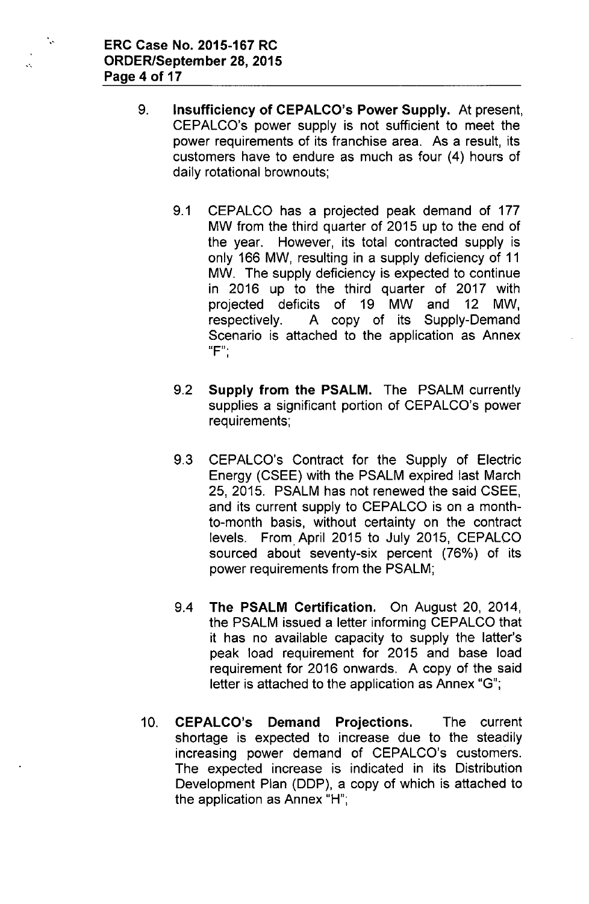9. **Insufficiency of CEPALCO's Power Supply.** At present, CEPALCO's power supply is not sufficient to meet the power requirements of its franchise area. As a result, its customers have to endure as much as four (4) hours of daily rotational brownouts;

   9.1 CEPALCO has a projected peak demand of 177 MW from the third quarter of 2015 up to the end of the year. However, its total contracted supply is only 166 MW, resulting in a supply deficiency of 11 MW. The supply deficiency is expected to continue in 2016 up to the third quarter of 2017 with projected deficits of 19 MW and 12 MW, respectively. A copy of its Supply-Demand Scenario is attached to the application as Annex "F";

   9.2 **Supply from the PSALM.** The PSALM currently supplies a significant portion of CEPALCO's power requirements;

   9.3 CEPALCO's Contract for the Supply of Electric Energy (CSEE) with the PSALM expired last March 25, 2015. PSALM has not renewed the said CSEE, and its current supply to CEPALCO is on a month-to-month basis, without certainty on the contract levels. From April 2015 to July 2015, CEPALCO sourced about seventy-six percent (76%) of its power requirements from the PSALM;

   9.4 **The PSALM Certification.** On August 20, 2014, the PSALM issued a letter informing CEPALCO that it has no available capacity to supply the latter's peak load requirement for 2015 and base load requirement for 2016 onwards. A copy of the said letter is attached to the application as Annex "G";

10. **CEPALCO's Demand Projections.** The current shortage is expected to increase due to the steadily increasing power demand of CEPALCO's customers. The expected increase is indicated in its Distribution Development Plan (DDP), a copy of which is attached to the application as Annex "H";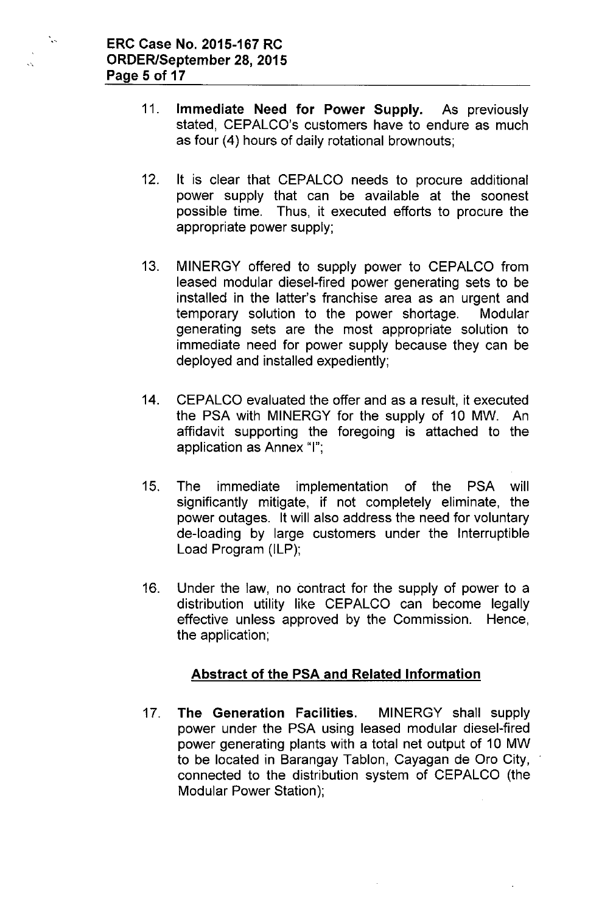11. **Immediate Need for Power Supply.** As previously stated, CEPALCO's customers have to endure as much as four (4) hours of daily rotational brownouts;

12. It is clear that CEPALCO needs to procure additional power supply that can be available at the soonest possible time. Thus, it executed efforts to procure the appropriate power supply;

13. MINERGY offered to supply power to CEPALCO from leased modular diesel-fired power generating sets to be installed in the latter's franchise area as an urgent and temporary solution to the power shortage. Modular generating sets are the most appropriate solution to immediate need for power supply because they can be deployed and installed expediently;

14. CEPALCO evaluated the offer and as a result, it executed the PSA with MINERGY for the supply of 10 MW. An affidavit supporting the foregoing is attached to the application as Annex "I";

15. The immediate implementation of the PSA will significantly mitigate, if not completely eliminate, the power outages. It will also address the need for voluntary de-loading by large customers under the Interruptible Load Program (ILP);

16. Under the law, no contract for the supply of power to a distribution utility like CEPALCO can become legally effective unless approved by the Commission. Hence, the application;

## Abstract of the PSA and Related Information

17. **The Generation Facilities.** MINERGY shall supply power under the PSA using leased modular diesel-fired power generating plants with a total net output of 10 MW to be located in Barangay Tablon, Cayagan de Oro City, connected to the distribution system of CEPALCO (the Modular Power Station);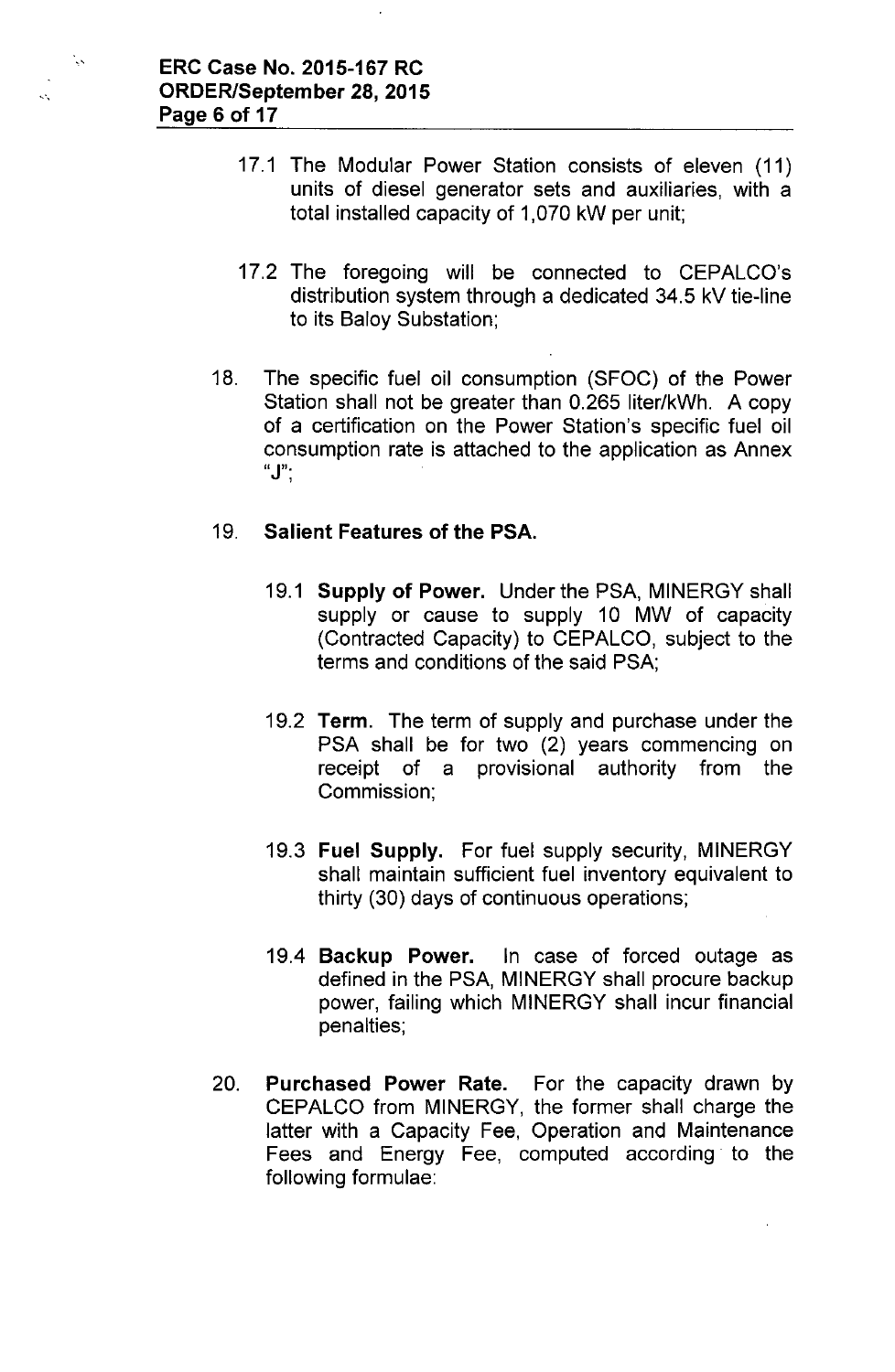17.1 The Modular Power Station consists of eleven (11) units of diesel generator sets and auxiliaries, with a total installed capacity of 1,070 kW per unit;

17.2 The foregoing will be connected to CEPALCO's distribution system through a dedicated 34.5 kV tie-line to its Baloy Substation;

18. The specific fuel oil consumption (SFOC) of the Power Station shall not be greater than 0.265 liter/kWh. A copy of a certification on the Power Station's specific fuel oil consumption rate is attached to the application as Annex "J";

19. **Salient Features of the PSA.**

    19.1 **Supply of Power.** Under the PSA, MINERGY shall supply or cause to supply 10 MW of capacity (Contracted Capacity) to CEPALCO, subject to the terms and conditions of the said PSA;

    19.2 **Term.** The term of supply and purchase under the PSA shall be for two (2) years commencing on receipt of a provisional authority from the Commission;

    19.3 **Fuel Supply.** For fuel supply security, MINERGY shall maintain sufficient fuel inventory equivalent to thirty (30) days of continuous operations;

    19.4 **Backup Power.** In case of forced outage as defined in the PSA, MINERGY shall procure backup power, failing which MINERGY shall incur financial penalties;

20. **Purchased Power Rate.** For the capacity drawn by CEPALCO from MINERGY, the former shall charge the latter with a Capacity Fee, Operation and Maintenance Fees and Energy Fee, computed according to the following formulae: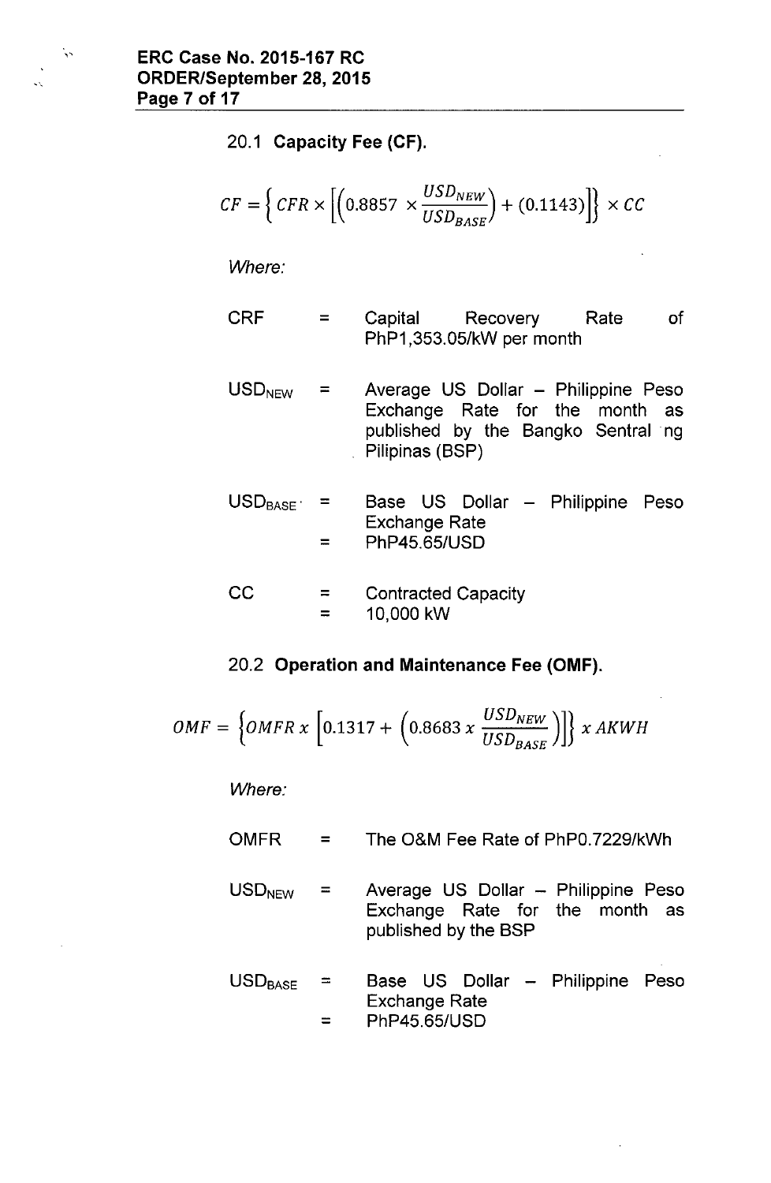20.1 **Capacity Fee (CF).**

$$CF = \left\{ CFR \times \left[ \left( 0.8857 \times \frac{USD_{NEW}}{USD_{BASE}} \right) + (0.1143) \right] \right\} \times CC$$

*Where:*

| | | |
|---|---|---|
| CRF | = | Capital Recovery Rate of PhP1,353.05/kW per month |
| $USD_{NEW}$ | = | Average US Dollar – Philippine Peso Exchange Rate for the month as published by the Bangko Sentral ng Pilipinas (BSP) |
| $USD_{BASE}$ | = | Base US Dollar – Philippine Peso Exchange Rate |
| | = | PhP45.65/USD |
| CC | = | Contracted Capacity |
| | = | 10,000 kW |

20.2 **Operation and Maintenance Fee (OMF).**

$$OMF = \left\{ OMFR \; x \left[ 0.1317 + \left( 0.8683 \; x \; \frac{USD_{NEW}}{USD_{BASE}} \right) \right] \right\} x \; AKWH$$

*Where:*

| | | |
|---|---|---|
| OMFR | = | The O&M Fee Rate of PhP0.7229/kWh |
| $USD_{NEW}$ | = | Average US Dollar – Philippine Peso Exchange Rate for the month as published by the BSP |
| $USD_{BASE}$ | = | Base US Dollar – Philippine Peso Exchange Rate |
| | = | PhP45.65/USD |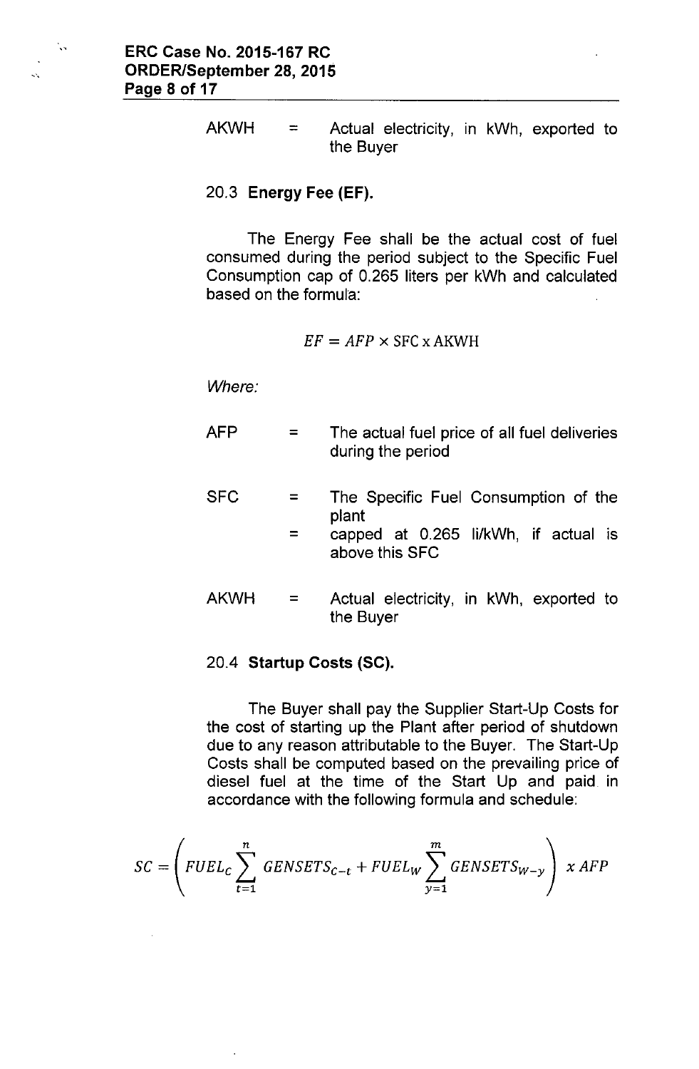AKWH = Actual electricity, in kWh, exported to the Buyer

20.3 **Energy Fee (EF).**

The Energy Fee shall be the actual cost of fuel consumed during the period subject to the Specific Fuel Consumption cap of 0.265 liters per kWh and calculated based on the formula:

$$EF = AFP \times \text{SFC} \times \text{AKWH}$$

*Where:*

AFP = The actual fuel price of all fuel deliveries during the period

SFC = The Specific Fuel Consumption of the plant
= capped at 0.265 li/kWh, if actual is above this SFC

AKWH = Actual electricity, in kWh, exported to the Buyer

20.4 **Startup Costs (SC).**

The Buyer shall pay the Supplier Start-Up Costs for the cost of starting up the Plant after period of shutdown due to any reason attributable to the Buyer. The Start-Up Costs shall be computed based on the prevailing price of diesel fuel at the time of the Start Up and paid in accordance with the following formula and schedule:

$$SC = \left( FUEL_C \sum_{t=1}^{n} GENSETS_{C-t} + FUEL_W \sum_{y=1}^{m} GENSETS_{W-y} \right) x \, AFP$$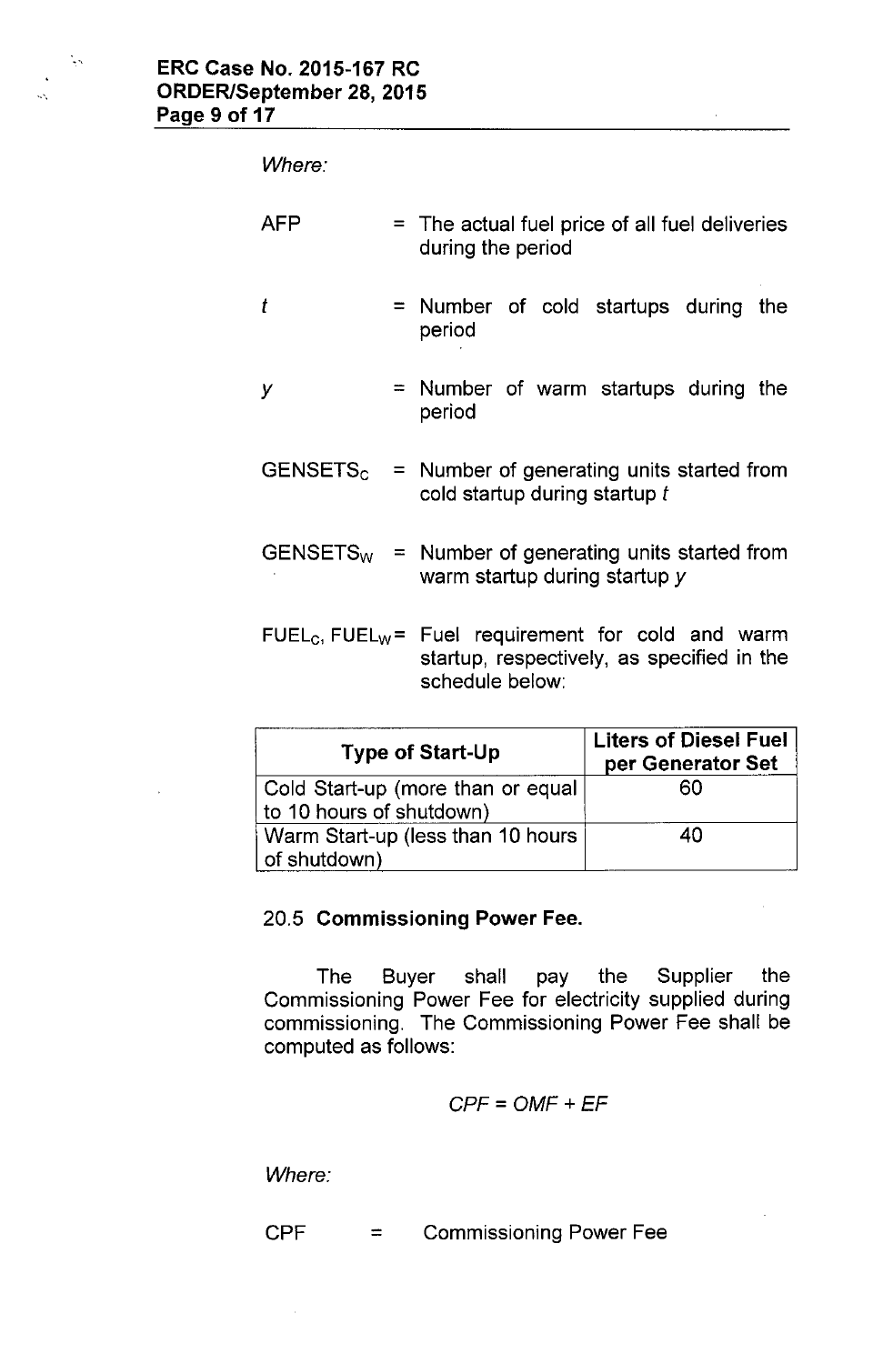*Where:*

AFP = The actual fuel price of all fuel deliveries during the period

$t$ = Number of cold startups during the period

$y$ = Number of warm startups during the period

$GENSETS_C$ = Number of generating units started from cold startup during startup $t$

$GENSETS_W$ = Number of generating units started from warm startup during startup $y$

$FUEL_C$, $FUEL_W$ = Fuel requirement for cold and warm startup, respectively, as specified in the schedule below:

| Type of Start-Up | Liters of Diesel Fuel per Generator Set |
|---|---|
| Cold Start-up (more than or equal to 10 hours of shutdown) | 60 |
| Warm Start-up (less than 10 hours of shutdown) | 40 |

20.5 **Commissioning Power Fee.**

The Buyer shall pay the Supplier the Commissioning Power Fee for electricity supplied during commissioning. The Commissioning Power Fee shall be computed as follows:

$$CPF = OMF + EF$$

*Where:*

CPF = Commissioning Power Fee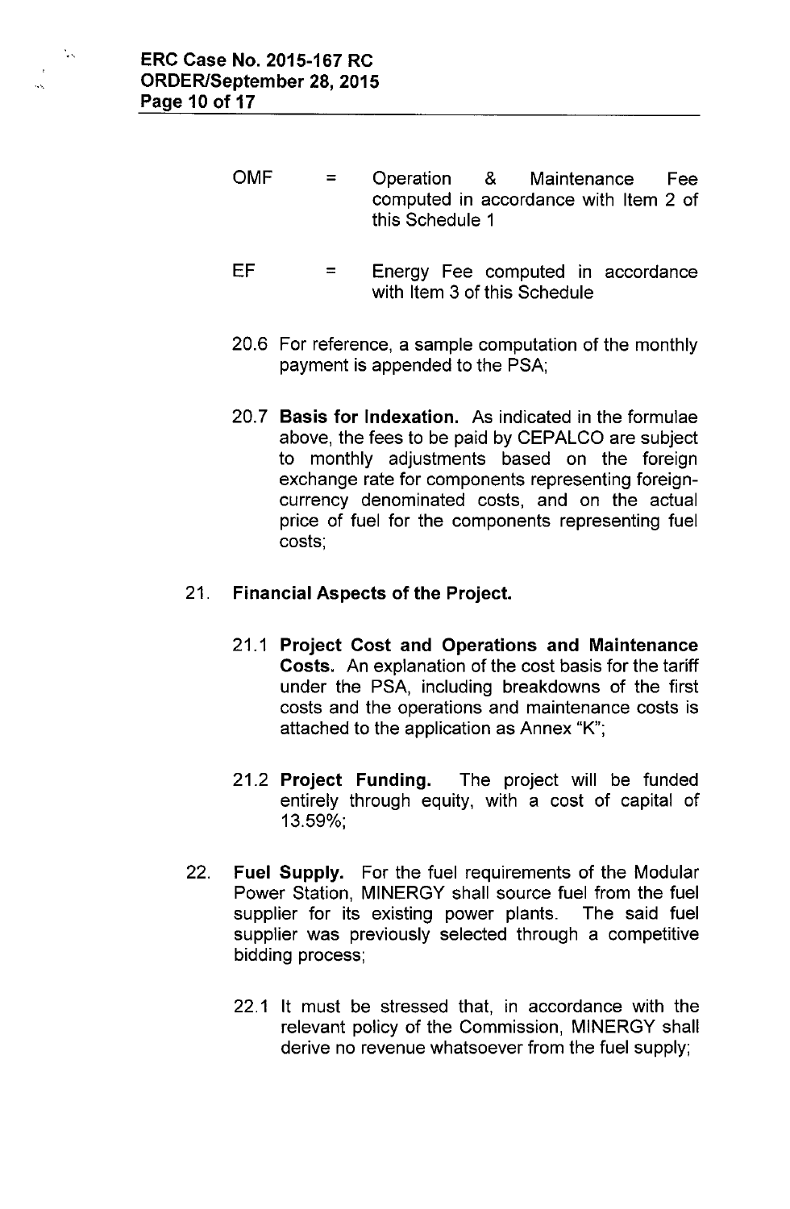OMF = Operation & Maintenance Fee computed in accordance with Item 2 of this Schedule 1

EF = Energy Fee computed in accordance with Item 3 of this Schedule

20.6 For reference, a sample computation of the monthly payment is appended to the PSA;

20.7 **Basis for Indexation.** As indicated in the formulae above, the fees to be paid by CEPALCO are subject to monthly adjustments based on the foreign exchange rate for components representing foreign-currency denominated costs, and on the actual price of fuel for the components representing fuel costs;

21. **Financial Aspects of the Project.**

 21.1 **Project Cost and Operations and Maintenance Costs.** An explanation of the cost basis for the tariff under the PSA, including breakdowns of the first costs and the operations and maintenance costs is attached to the application as Annex "K";

 21.2 **Project Funding.** The project will be funded entirely through equity, with a cost of capital of 13.59%;

22. **Fuel Supply.** For the fuel requirements of the Modular Power Station, MINERGY shall source fuel from the fuel supplier for its existing power plants. The said fuel supplier was previously selected through a competitive bidding process;

 22.1 It must be stressed that, in accordance with the relevant policy of the Commission, MINERGY shall derive no revenue whatsoever from the fuel supply;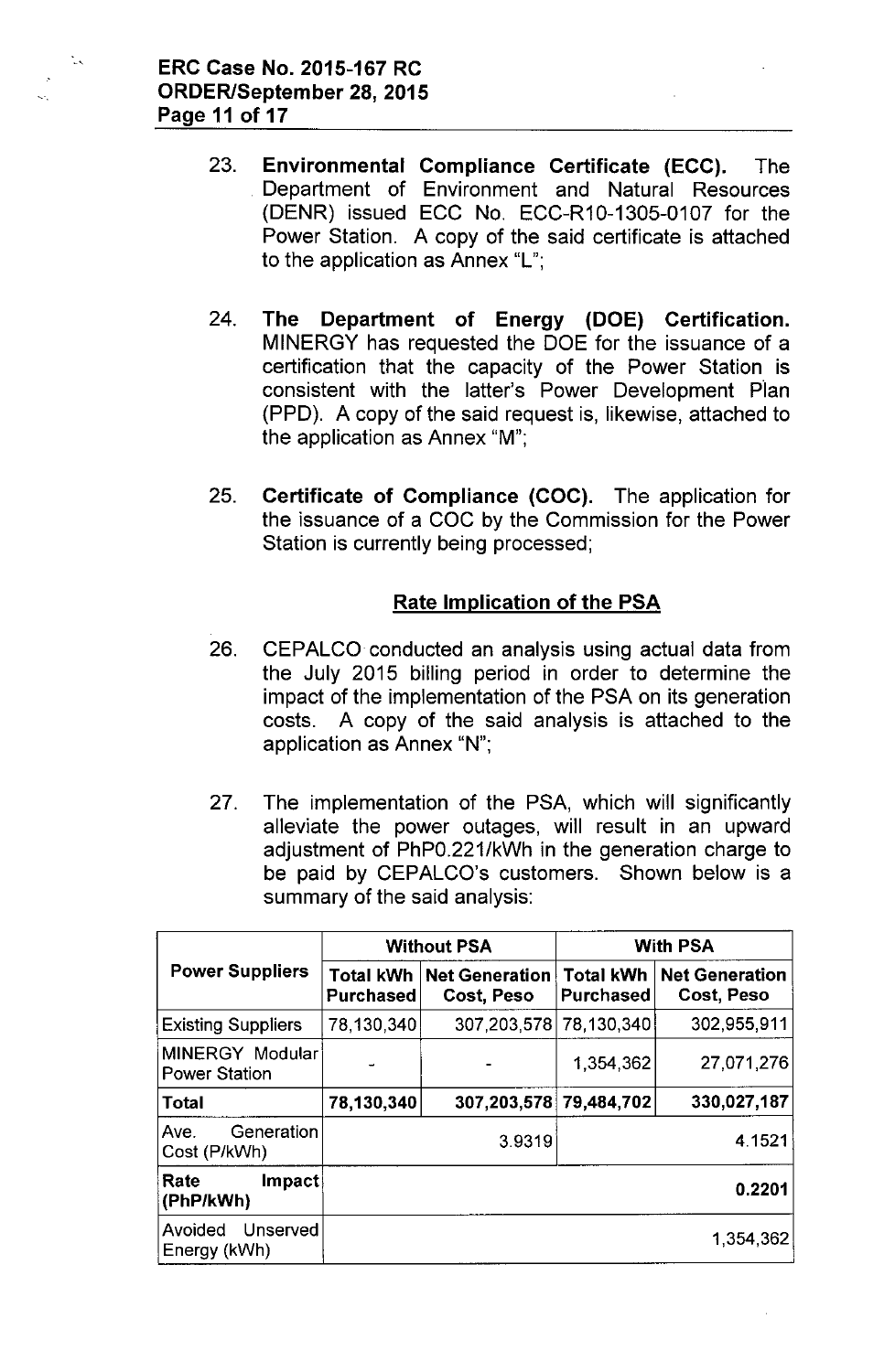23. **Environmental Compliance Certificate (ECC).** The Department of Environment and Natural Resources (DENR) issued ECC No. ECC-R10-1305-0107 for the Power Station. A copy of the said certificate is attached to the application as Annex "L";

24. **The Department of Energy (DOE) Certification.** MINERGY has requested the DOE for the issuance of a certification that the capacity of the Power Station is consistent with the latter's Power Development Plan (PPD). A copy of the said request is, likewise, attached to the application as Annex "M";

25. **Certificate of Compliance (COC).** The application for the issuance of a COC by the Commission for the Power Station is currently being processed;

## Rate Implication of the PSA

26. CEPALCO conducted an analysis using actual data from the July 2015 billing period in order to determine the impact of the implementation of the PSA on its generation costs. A copy of the said analysis is attached to the application as Annex "N";

27. The implementation of the PSA, which will significantly alleviate the power outages, will result in an upward adjustment of PhP0.221/kWh in the generation charge to be paid by CEPALCO's customers. Shown below is a summary of the said analysis:

| Power Suppliers | Without PSA | | With PSA | |
|---|---|---|---|---|
| | Total kWh Purchased | Net Generation Cost, Peso | Total kWh Purchased | Net Generation Cost, Peso |
| Existing Suppliers | 78,130,340 | 307,203,578 | 78,130,340 | 302,955,911 |
| MINERGY Modular Power Station | - | - | 1,354,362 | 27,071,276 |
| **Total** | **78,130,340** | **307,203,578** | **79,484,702** | **330,027,187** |
| Ave. Generation Cost (P/kWh) | | 3.9319 | | 4.1521 |
| **Rate Impact (PhP/kWh)** | | | | **0.2201** |
| Avoided Unserved Energy (kWh) | | | | 1,354,362 |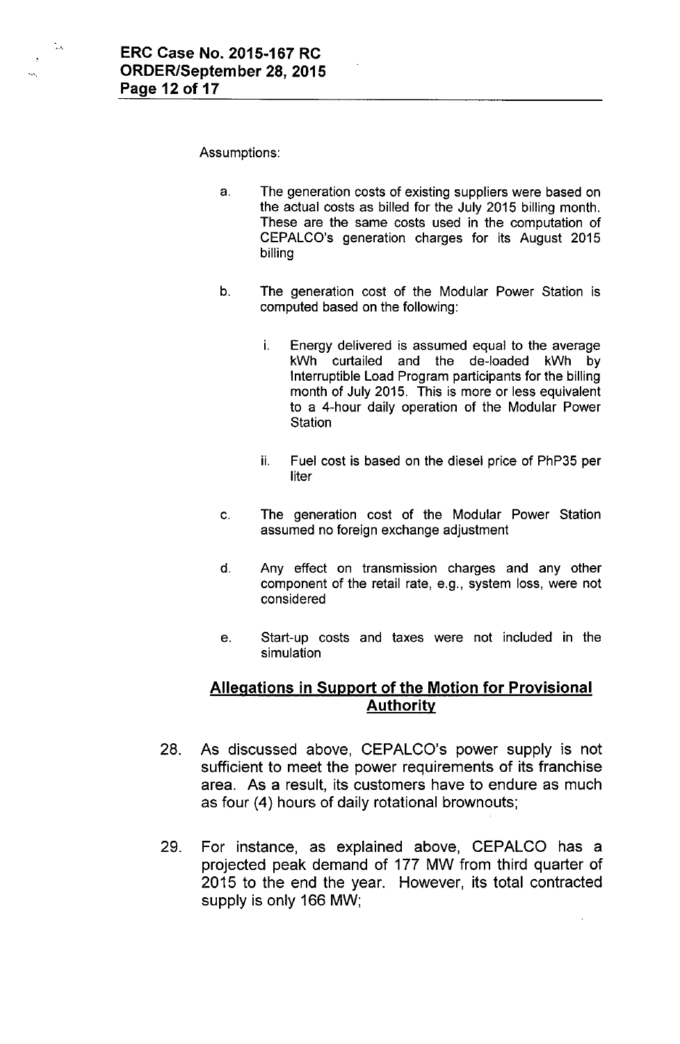Assumptions:

a. The generation costs of existing suppliers were based on the actual costs as billed for the July 2015 billing month. These are the same costs used in the computation of CEPALCO's generation charges for its August 2015 billing

b. The generation cost of the Modular Power Station is computed based on the following:

   i. Energy delivered is assumed equal to the average kWh curtailed and the de-loaded kWh by Interruptible Load Program participants for the billing month of July 2015. This is more or less equivalent to a 4-hour daily operation of the Modular Power Station

   ii. Fuel cost is based on the diesel price of PhP35 per liter

c. The generation cost of the Modular Power Station assumed no foreign exchange adjustment

d. Any effect on transmission charges and any other component of the retail rate, e.g., system loss, were not considered

e. Start-up costs and taxes were not included in the simulation

## Allegations in Support of the Motion for Provisional Authority

28. As discussed above, CEPALCO's power supply is not sufficient to meet the power requirements of its franchise area. As a result, its customers have to endure as much as four (4) hours of daily rotational brownouts;

29. For instance, as explained above, CEPALCO has a projected peak demand of 177 MW from third quarter of 2015 to the end the year. However, its total contracted supply is only 166 MW;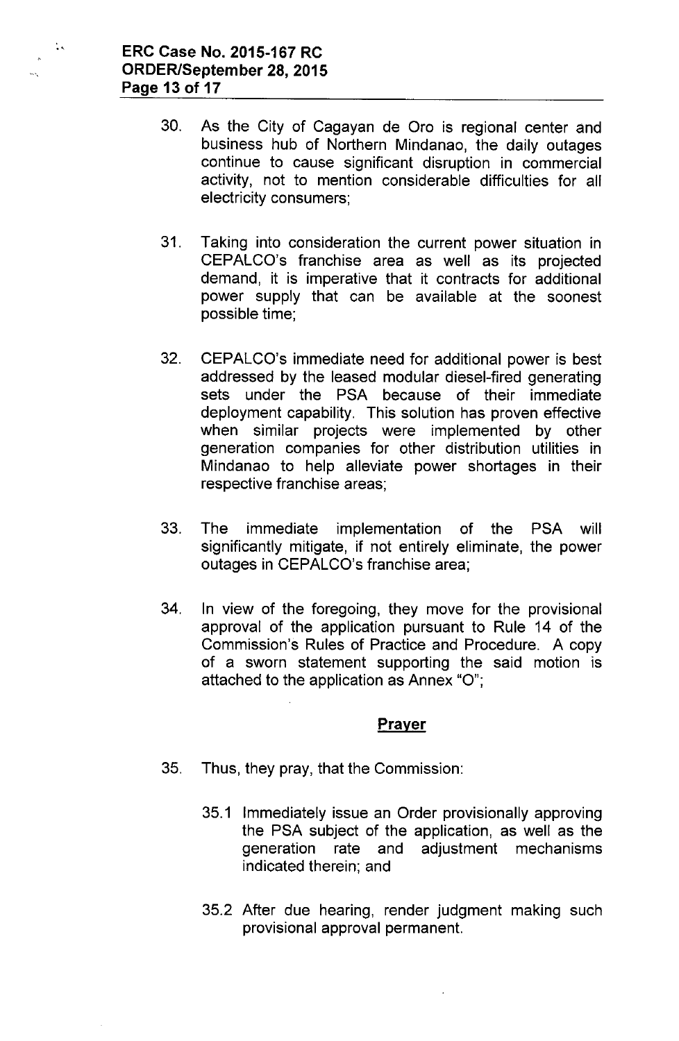30. As the City of Cagayan de Oro is regional center and business hub of Northern Mindanao, the daily outages continue to cause significant disruption in commercial activity, not to mention considerable difficulties for all electricity consumers;

31. Taking into consideration the current power situation in CEPALCO's franchise area as well as its projected demand, it is imperative that it contracts for additional power supply that can be available at the soonest possible time;

32. CEPALCO's immediate need for additional power is best addressed by the leased modular diesel-fired generating sets under the PSA because of their immediate deployment capability. This solution has proven effective when similar projects were implemented by other generation companies for other distribution utilities in Mindanao to help alleviate power shortages in their respective franchise areas;

33. The immediate implementation of the PSA will significantly mitigate, if not entirely eliminate, the power outages in CEPALCO's franchise area;

34. In view of the foregoing, they move for the provisional approval of the application pursuant to Rule 14 of the Commission's Rules of Practice and Procedure. A copy of a sworn statement supporting the said motion is attached to the application as Annex "O";

## Prayer

35. Thus, they pray, that the Commission:

    35.1 Immediately issue an Order provisionally approving the PSA subject of the application, as well as the generation rate and adjustment mechanisms indicated therein; and

    35.2 After due hearing, render judgment making such provisional approval permanent.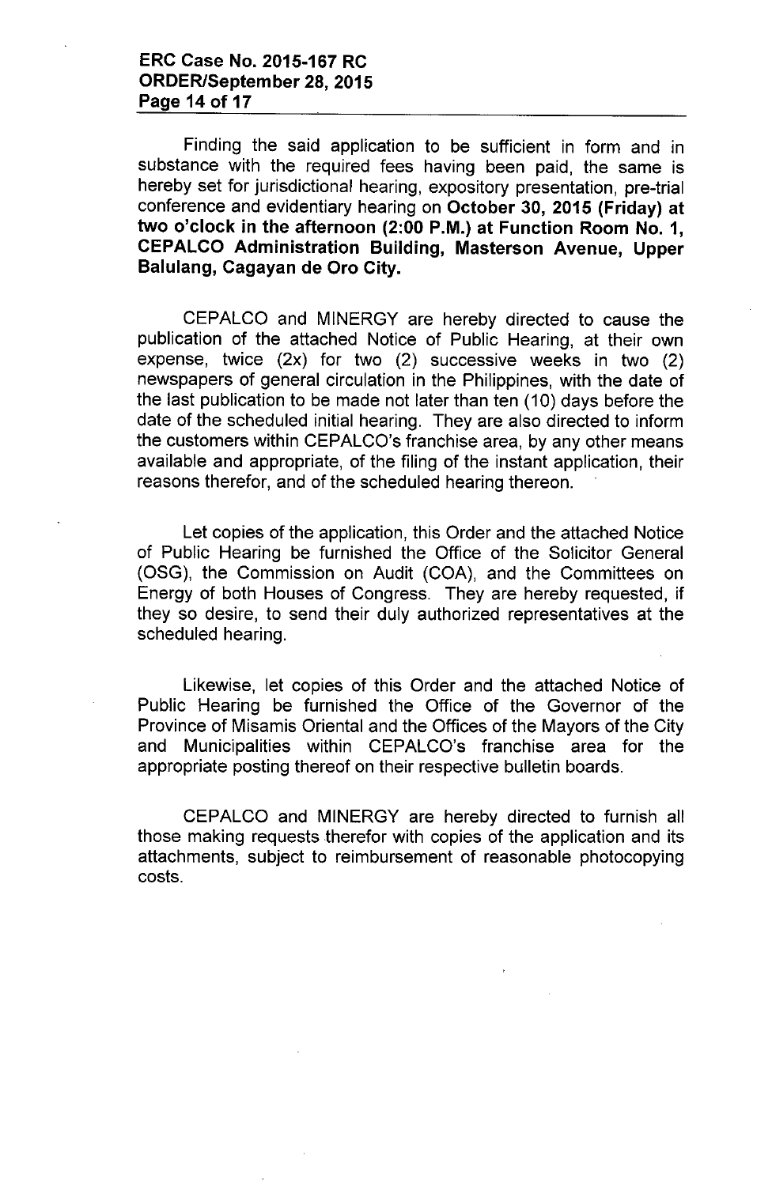Finding the said application to be sufficient in form and in substance with the required fees having been paid, the same is hereby set for jurisdictional hearing, expository presentation, pre-trial conference and evidentiary hearing on **October 30, 2015 (Friday) at two o'clock in the afternoon (2:00 P.M.) at Function Room No. 1, CEPALCO Administration Building, Masterson Avenue, Upper Balulang, Cagayan de Oro City.**

CEPALCO and MINERGY are hereby directed to cause the publication of the attached Notice of Public Hearing, at their own expense, twice (2x) for two (2) successive weeks in two (2) newspapers of general circulation in the Philippines, with the date of the last publication to be made not later than ten (10) days before the date of the scheduled initial hearing. They are also directed to inform the customers within CEPALCO's franchise area, by any other means available and appropriate, of the filing of the instant application, their reasons therefor, and of the scheduled hearing thereon.

Let copies of the application, this Order and the attached Notice of Public Hearing be furnished the Office of the Solicitor General (OSG), the Commission on Audit (COA), and the Committees on Energy of both Houses of Congress. They are hereby requested, if they so desire, to send their duly authorized representatives at the scheduled hearing.

Likewise, let copies of this Order and the attached Notice of Public Hearing be furnished the Office of the Governor of the Province of Misamis Oriental and the Offices of the Mayors of the City and Municipalities within CEPALCO's franchise area for the appropriate posting thereof on their respective bulletin boards.

CEPALCO and MINERGY are hereby directed to furnish all those making requests therefor with copies of the application and its attachments, subject to reimbursement of reasonable photocopying costs.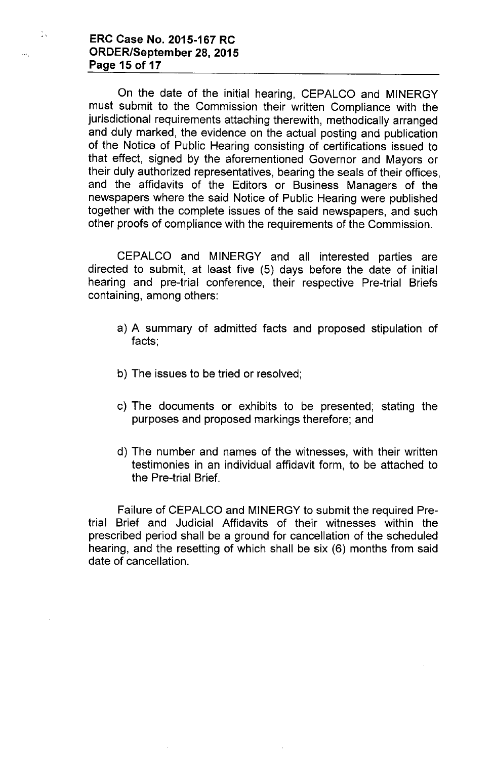On the date of the initial hearing, CEPALCO and MINERGY must submit to the Commission their written Compliance with the jurisdictional requirements attaching therewith, methodically arranged and duly marked, the evidence on the actual posting and publication of the Notice of Public Hearing consisting of certifications issued to that effect, signed by the aforementioned Governor and Mayors or their duly authorized representatives, bearing the seals of their offices, and the affidavits of the Editors or Business Managers of the newspapers where the said Notice of Public Hearing were published together with the complete issues of the said newspapers, and such other proofs of compliance with the requirements of the Commission.

CEPALCO and MINERGY and all interested parties are directed to submit, at least five (5) days before the date of initial hearing and pre-trial conference, their respective Pre-trial Briefs containing, among others:

a) A summary of admitted facts and proposed stipulation of facts;

b) The issues to be tried or resolved;

c) The documents or exhibits to be presented, stating the purposes and proposed markings therefore; and

d) The number and names of the witnesses, with their written testimonies in an individual affidavit form, to be attached to the Pre-trial Brief.

Failure of CEPALCO and MINERGY to submit the required Pre-trial Brief and Judicial Affidavits of their witnesses within the prescribed period shall be a ground for cancellation of the scheduled hearing, and the resetting of which shall be six (6) months from said date of cancellation.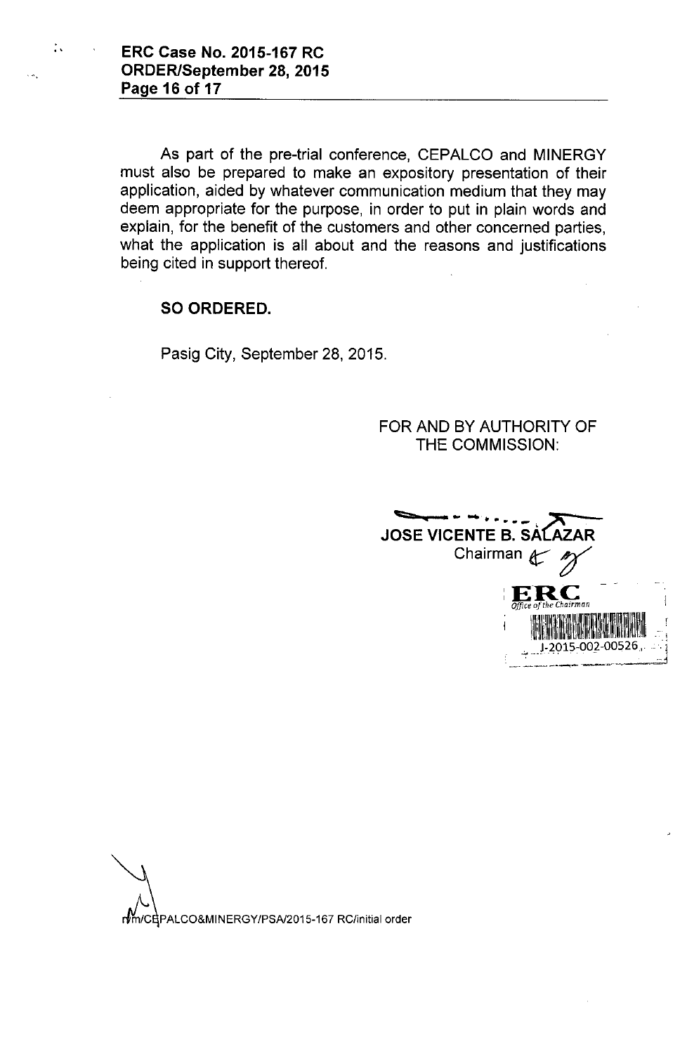As part of the pre-trial conference, CEPALCO and MINERGY must also be prepared to make an expository presentation of their application, aided by whatever communication medium that they may deem appropriate for the purpose, in order to put in plain words and explain, for the benefit of the customers and other concerned parties, what the application is all about and the reasons and justifications being cited in support thereof.

**SO ORDERED.**

Pasig City, September 28, 2015.

FOR AND BY AUTHORITY OF THE COMMISSION:

**JOSE VICENTE B. SALAZAR**
Chairman

ERC
Office of the Chairman
J-2015-002-00526

rvm/CEPALCO&MINERGY/PSA/2015-167 RC/initial order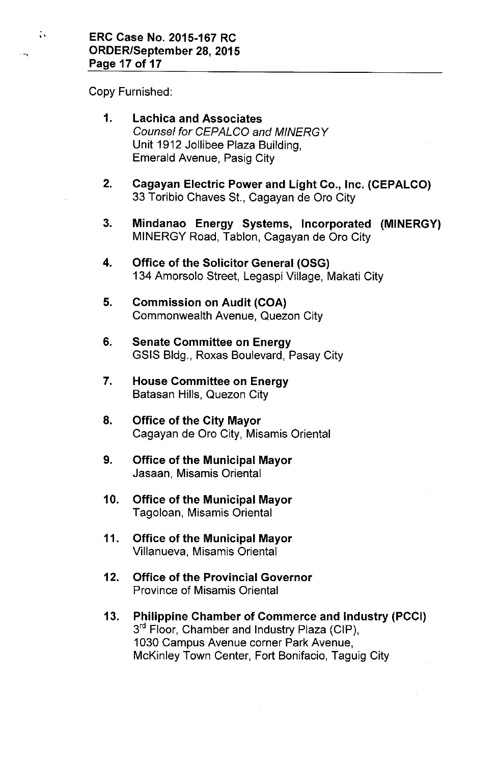Copy Furnished:

1. **Lachica and Associates**
   *Counsel for CEPALCO and MINERGY*
   Unit 1912 Jollibee Plaza Building,
   Emerald Avenue, Pasig City

2. **Cagayan Electric Power and Light Co., Inc. (CEPALCO)**
   33 Toribio Chaves St., Cagayan de Oro City

3. **Mindanao Energy Systems, Incorporated (MINERGY)**
   MINERGY Road, Tablon, Cagayan de Oro City

4. **Office of the Solicitor General (OSG)**
   134 Amorsolo Street, Legaspi Village, Makati City

5. **Commission on Audit (COA)**
   Commonwealth Avenue, Quezon City

6. **Senate Committee on Energy**
   GSIS Bldg., Roxas Boulevard, Pasay City

7. **House Committee on Energy**
   Batasan Hills, Quezon City

8. **Office of the City Mayor**
   Cagayan de Oro City, Misamis Oriental

9. **Office of the Municipal Mayor**
   Jasaan, Misamis Oriental

10. **Office of the Municipal Mayor**
    Tagoloan, Misamis Oriental

11. **Office of the Municipal Mayor**
    Villanueva, Misamis Oriental

12. **Office of the Provincial Governor**
    Province of Misamis Oriental

13. **Philippine Chamber of Commerce and Industry (PCCI)**
    3rd Floor, Chamber and Industry Plaza (CIP),
    1030 Campus Avenue corner Park Avenue,
    McKinley Town Center, Fort Bonifacio, Taguig City